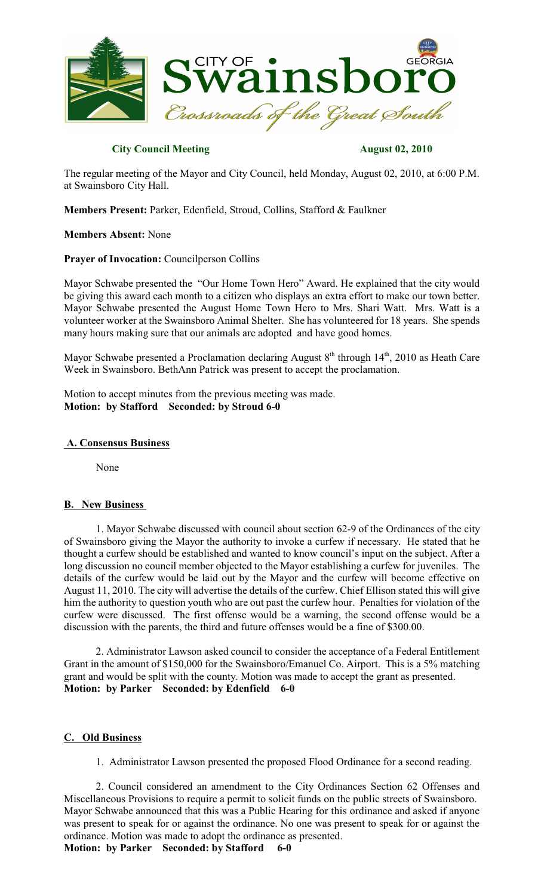**City Council Meeting** **August 02, 2010**

The regular meeting of the Mayor and City Council, held Monday, August 02, 2010, at 6:00 P.M. at Swainsboro City Hall.

**Members Present:** Parker, Edenfield, Stroud, Collins, Stafford & Faulkner

**Members Absent:** None

**Prayer of Invocation:** Councilperson Collins

Mayor Schwabe presented the "Our Home Town Hero" Award. He explained that the city would be giving this award each month to a citizen who displays an extra effort to make our town better. Mayor Schwabe presented the August Home Town Hero to Mrs. Shari Watt. Mrs. Watt is a volunteer worker at the Swainsboro Animal Shelter. She has volunteered for 18 years. She spends many hours making sure that our animals are adopted and have good homes.

Mayor Schwabe presented a Proclamation declaring August 8th through 14th, 2010 as Heath Care Week in Swainsboro. BethAnn Patrick was present to accept the proclamation.

Motion to accept minutes from the previous meeting was made.
**Motion: by Stafford Seconded: by Stroud 6-0**

## A. Consensus Business

None

## B. New Business

1. Mayor Schwabe discussed with council about section 62-9 of the Ordinances of the city of Swainsboro giving the Mayor the authority to invoke a curfew if necessary. He stated that he thought a curfew should be established and wanted to know council's input on the subject. After a long discussion no council member objected to the Mayor establishing a curfew for juveniles. The details of the curfew would be laid out by the Mayor and the curfew will become effective on August 11, 2010. The city will advertise the details of the curfew. Chief Ellison stated this will give him the authority to question youth who are out past the curfew hour. Penalties for violation of the curfew were discussed. The first offense would be a warning, the second offense would be a discussion with the parents, the third and future offenses would be a fine of $300.00.

2. Administrator Lawson asked council to consider the acceptance of a Federal Entitlement Grant in the amount of $150,000 for the Swainsboro/Emanuel Co. Airport. This is a 5% matching grant and would be split with the county. Motion was made to accept the grant as presented.
**Motion: by Parker Seconded: by Edenfield 6-0**

## C. Old Business

1. Administrator Lawson presented the proposed Flood Ordinance for a second reading.

2. Council considered an amendment to the City Ordinances Section 62 Offenses and Miscellaneous Provisions to require a permit to solicit funds on the public streets of Swainsboro. Mayor Schwabe announced that this was a Public Hearing for this ordinance and asked if anyone was present to speak for or against the ordinance. No one was present to speak for or against the ordinance. Motion was made to adopt the ordinance as presented.
**Motion: by Parker Seconded: by Stafford 6-0**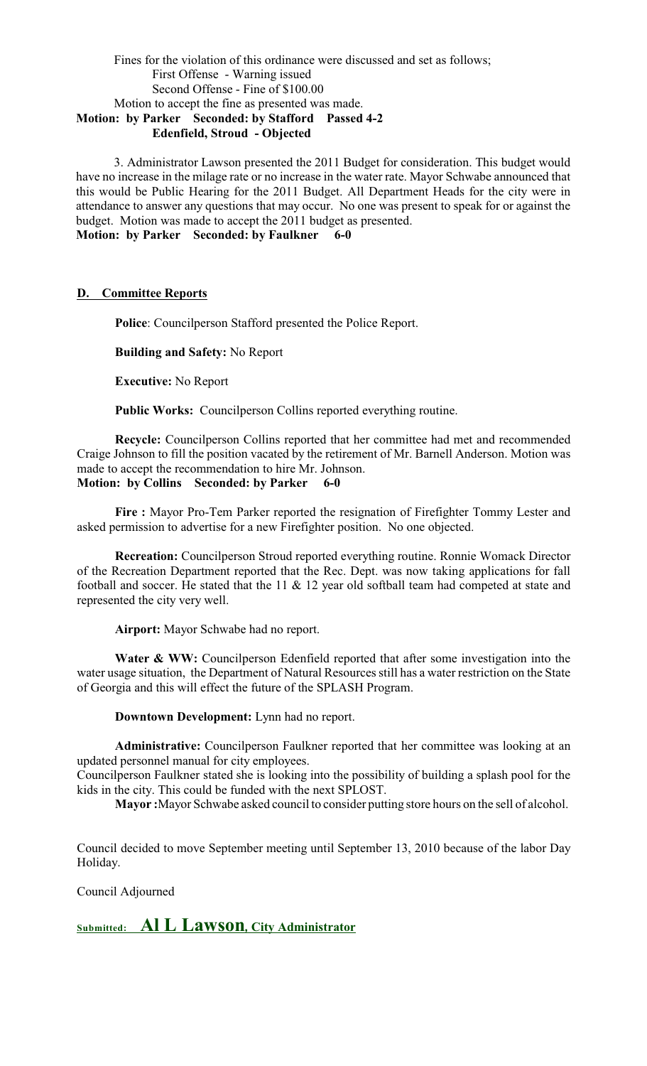Fines for the violation of this ordinance were discussed and set as follows;

First Offense - Warning issued

Second Offense - Fine of $100.00

Motion to accept the fine as presented was made.

**Motion: by Parker Seconded: by Stafford Passed 4-2**

**Edenfield, Stroud - Objected**

3. Administrator Lawson presented the 2011 Budget for consideration. This budget would have no increase in the milage rate or no increase in the water rate. Mayor Schwabe announced that this would be Public Hearing for the 2011 Budget. All Department Heads for the city were in attendance to answer any questions that may occur. No one was present to speak for or against the budget. Motion was made to accept the 2011 budget as presented.

**Motion: by Parker Seconded: by Faulkner 6-0**

## D. Committee Reports

**Police**: Councilperson Stafford presented the Police Report.

**Building and Safety:** No Report

**Executive:** No Report

**Public Works:** Councilperson Collins reported everything routine.

**Recycle:** Councilperson Collins reported that her committee had met and recommended Craige Johnson to fill the position vacated by the retirement of Mr. Barnell Anderson. Motion was made to accept the recommendation to hire Mr. Johnson.

**Motion: by Collins Seconded: by Parker 6-0**

**Fire :** Mayor Pro-Tem Parker reported the resignation of Firefighter Tommy Lester and asked permission to advertise for a new Firefighter position. No one objected.

**Recreation:** Councilperson Stroud reported everything routine. Ronnie Womack Director of the Recreation Department reported that the Rec. Dept. was now taking applications for fall football and soccer. He stated that the 11 & 12 year old softball team had competed at state and represented the city very well.

**Airport:** Mayor Schwabe had no report.

**Water & WW:** Councilperson Edenfield reported that after some investigation into the water usage situation, the Department of Natural Resources still has a water restriction on the State of Georgia and this will effect the future of the SPLASH Program.

**Downtown Development:** Lynn had no report.

**Administrative:** Councilperson Faulkner reported that her committee was looking at an updated personnel manual for city employees.

Councilperson Faulkner stated she is looking into the possibility of building a splash pool for the kids in the city. This could be funded with the next SPLOST.

**Mayor :**Mayor Schwabe asked council to consider putting store hours on the sell of alcohol.

Council decided to move September meeting until September 13, 2010 because of the labor Day Holiday.

Council Adjourned

**Submitted: Al L Lawson, City Administrator**